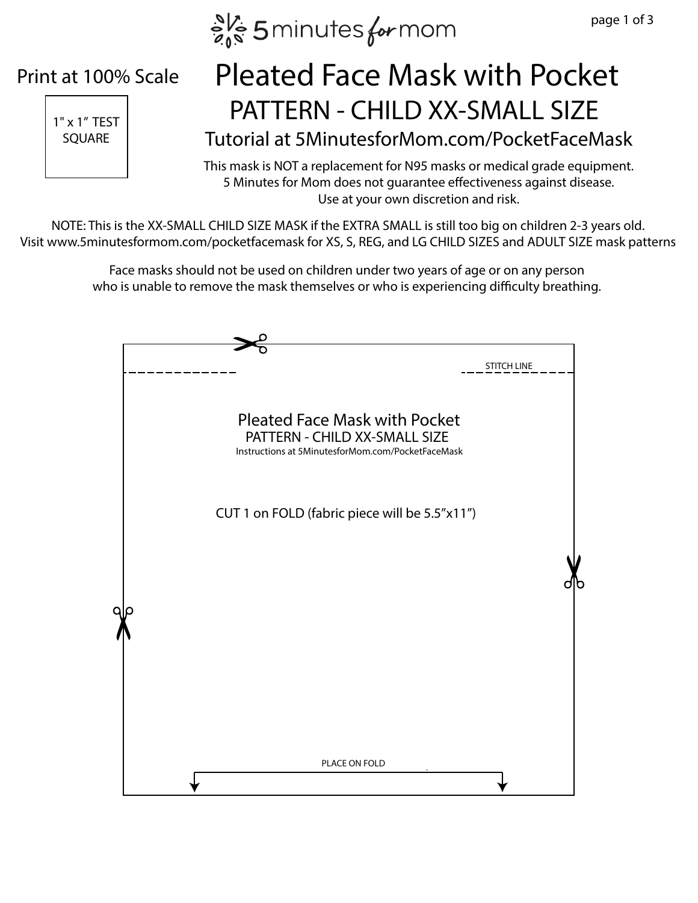5minutes for mom

Print at 100% Scale

1" x 1" TEST SQUARE

# Pleated Face Mask with Pocket

## PATTERN - CHILD XX-SMALL SIZE

### Tutorial at 5MinutesforMom.com/PocketFaceMask

This mask is NOT a replacement for N95 masks or medical grade equipment.
5 Minutes for Mom does not guarantee effectiveness against disease.
Use at your own discretion and risk.

NOTE: This is the XX-SMALL CHILD SIZE MASK if the EXTRA SMALL is still too big on children 2-3 years old.
Visit www.5minutesformom.com/pocketfacemask for XS, S, REG, and LG CHILD SIZES and ADULT SIZE mask patterns

Face masks should not be used on children under two years of age or on any person who is unable to remove the mask themselves or who is experiencing difficulty breathing.

STITCH LINE

Pleated Face Mask with Pocket
PATTERN - CHILD XX-SMALL SIZE
Instructions at 5MinutesforMom.com/PocketFaceMask

CUT 1 on FOLD (fabric piece will be 5.5”x11”)

PLACE ON FOLD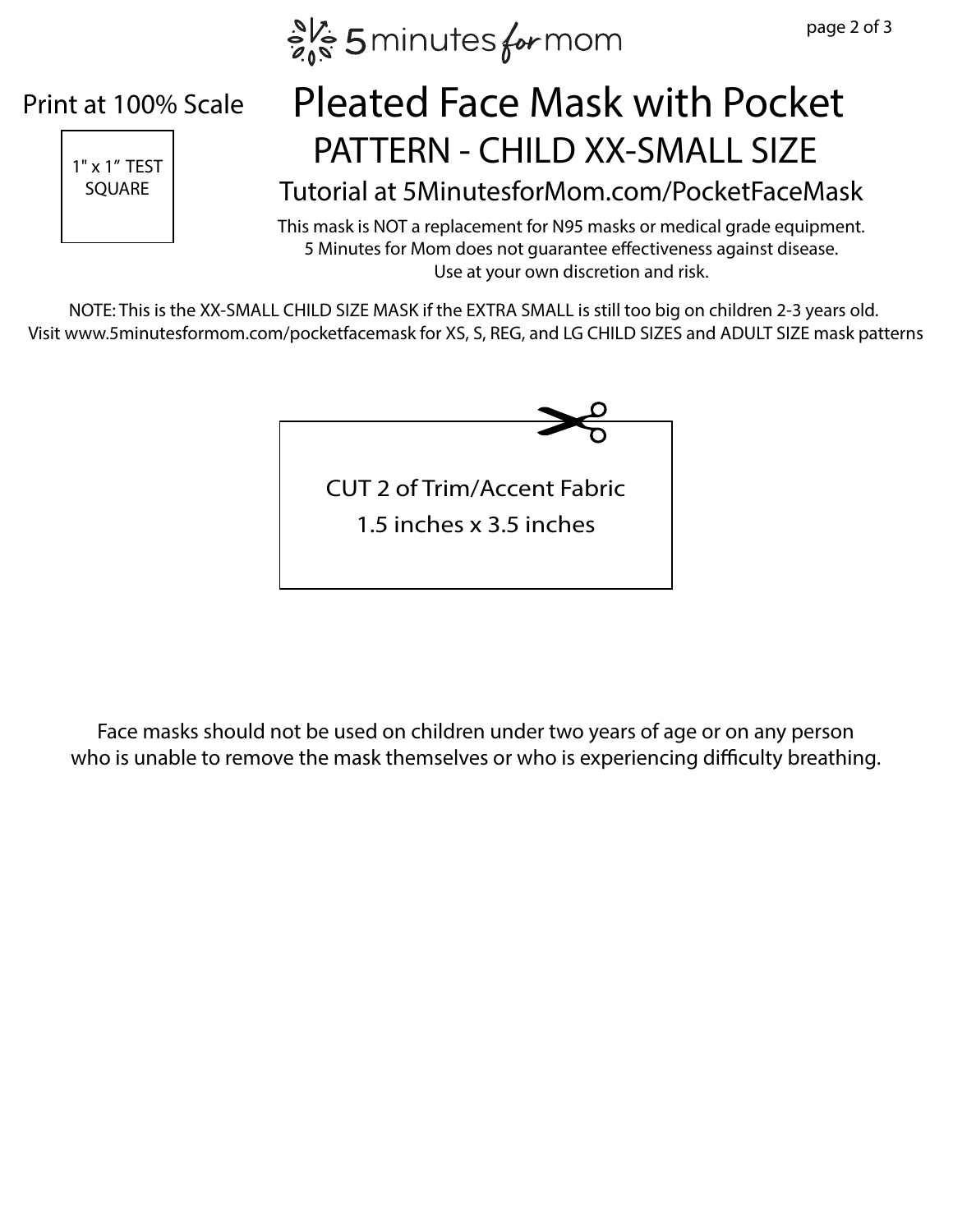Print at 100% Scale

1" x 1" TEST SQUARE

# Pleated Face Mask with Pocket

## PATTERN - CHILD XX-SMALL SIZE

### Tutorial at 5MinutesforMom.com/PocketFaceMask

This mask is NOT a replacement for N95 masks or medical grade equipment.
5 Minutes for Mom does not guarantee effectiveness against disease.
Use at your own discretion and risk.

NOTE: This is the XX-SMALL CHILD SIZE MASK if the EXTRA SMALL is still too big on children 2-3 years old.
Visit www.5minutesformom.com/pocketfacemask for XS, S, REG, and LG CHILD SIZES and ADULT SIZE mask patterns

CUT 2 of Trim/Accent Fabric
1.5 inches x 3.5 inches

Face masks should not be used on children under two years of age or on any person who is unable to remove the mask themselves or who is experiencing difficulty breathing.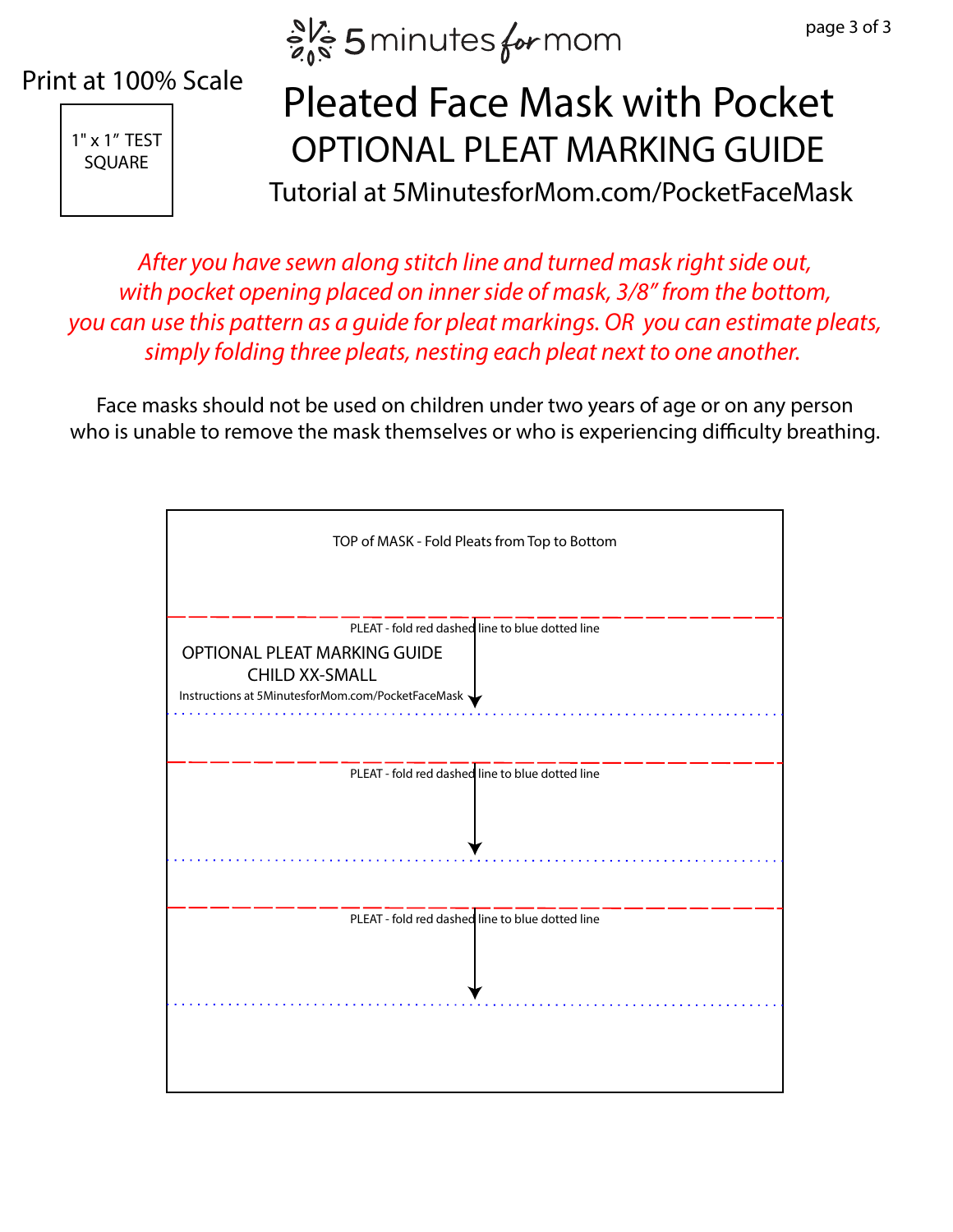5minutes for mom

Print at 100% Scale

1" x 1" TEST SQUARE

# Pleated Face Mask with Pocket

## OPTIONAL PLEAT MARKING GUIDE

Tutorial at 5MinutesforMom.com/PocketFaceMask

*After you have sewn along stitch line and turned mask right side out, with pocket opening placed on inner side of mask, 3/8" from the bottom, you can use this pattern as a guide for pleat markings. OR you can estimate pleats, simply folding three pleats, nesting each pleat next to one another.*

Face masks should not be used on children under two years of age or on any person who is unable to remove the mask themselves or who is experiencing difficulty breathing.

TOP of MASK - Fold Pleats from Top to Bottom

PLEAT - fold red dashed line to blue dotted line

OPTIONAL PLEAT MARKING GUIDE
CHILD XX-SMALL

Instructions at 5MinutesforMom.com/PocketFaceMask

PLEAT - fold red dashed line to blue dotted line

PLEAT - fold red dashed line to blue dotted line